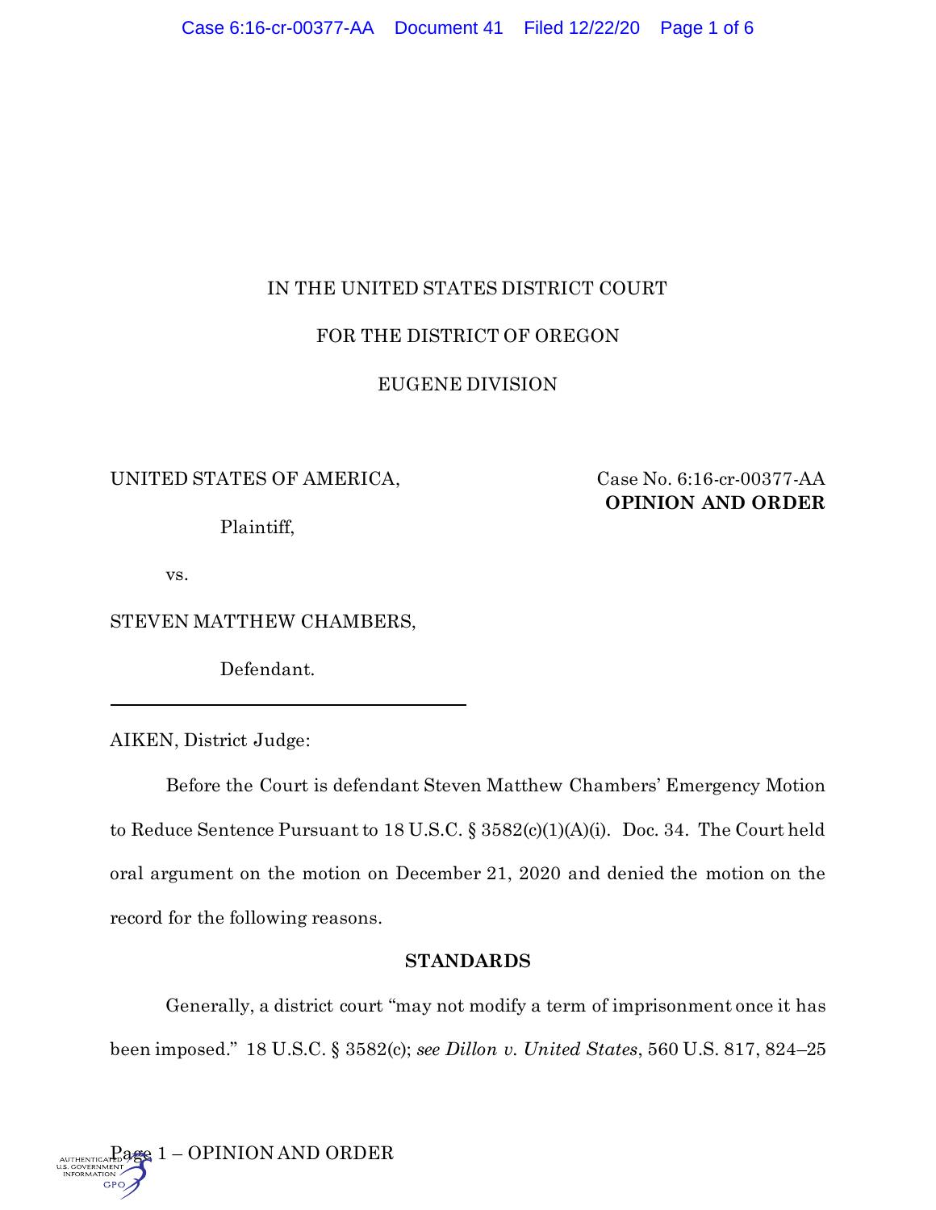IN THE UNITED STATES DISTRICT COURT

FOR THE DISTRICT OF OREGON

EUGENE DIVISION

UNITED STATES OF AMERICA,

Plaintiff,

vs.

STEVEN MATTHEW CHAMBERS,

Defendant.

Case No. 6:16-cr-00377-AA
**OPINION AND ORDER**

AIKEN, District Judge:

Before the Court is defendant Steven Matthew Chambers' Emergency Motion to Reduce Sentence Pursuant to 18 U.S.C. § 3582(c)(1)(A)(i). Doc. 34. The Court held oral argument on the motion on December 21, 2020 and denied the motion on the record for the following reasons.

## STANDARDS

Generally, a district court "may not modify a term of imprisonment once it has been imposed." 18 U.S.C. § 3582(c); *see Dillon v. United States*, 560 U.S. 817, 824–25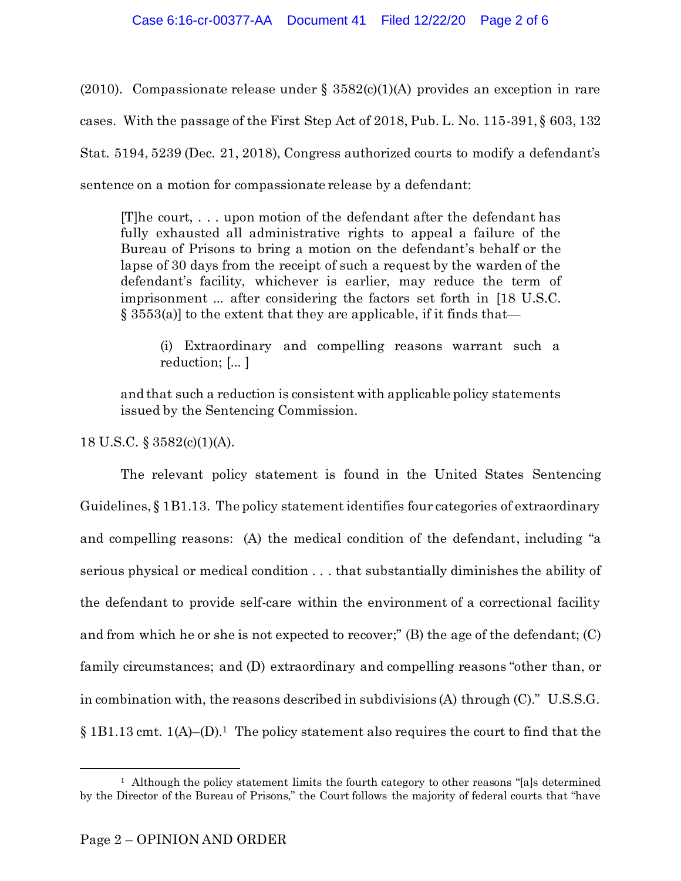(2010). Compassionate release under § 3582(c)(1)(A) provides an exception in rare cases. With the passage of the First Step Act of 2018, Pub. L. No. 115-391, § 603, 132 Stat. 5194, 5239 (Dec. 21, 2018), Congress authorized courts to modify a defendant's sentence on a motion for compassionate release by a defendant:

> [T]he court, . . . upon motion of the defendant after the defendant has fully exhausted all administrative rights to appeal a failure of the Bureau of Prisons to bring a motion on the defendant's behalf or the lapse of 30 days from the receipt of such a request by the warden of the defendant's facility, whichever is earlier, may reduce the term of imprisonment ... after considering the factors set forth in [18 U.S.C. § 3553(a)] to the extent that they are applicable, if it finds that—
>
> > (i) Extraordinary and compelling reasons warrant such a reduction; [... ]
>
> and that such a reduction is consistent with applicable policy statements issued by the Sentencing Commission.

18 U.S.C. § 3582(c)(1)(A).

The relevant policy statement is found in the United States Sentencing Guidelines, § 1B1.13. The policy statement identifies four categories of extraordinary and compelling reasons: (A) the medical condition of the defendant, including "a serious physical or medical condition . . . that substantially diminishes the ability of the defendant to provide self-care within the environment of a correctional facility and from which he or she is not expected to recover;" (B) the age of the defendant; (C) family circumstances; and (D) extraordinary and compelling reasons "other than, or in combination with, the reasons described in subdivisions (A) through (C)." U.S.S.G. § 1B1.13 cmt. 1(A)–(D).[1] The policy statement also requires the court to find that the

[1] Although the policy statement limits the fourth category to other reasons "[a]s determined by the Director of the Bureau of Prisons," the Court follows the majority of federal courts that "have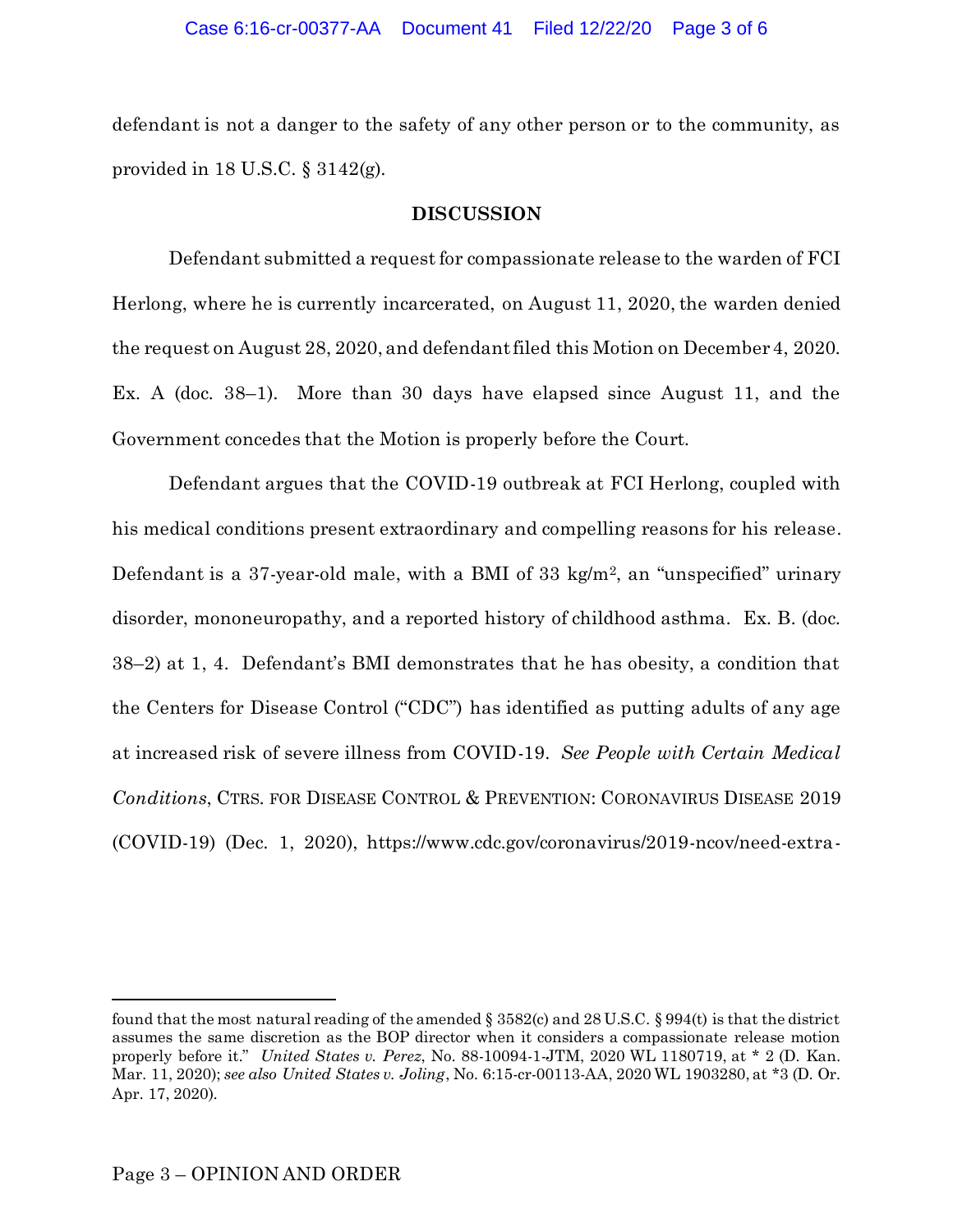defendant is not a danger to the safety of any other person or to the community, as provided in 18 U.S.C. § 3142(g).

**DISCUSSION**

Defendant submitted a request for compassionate release to the warden of FCI Herlong, where he is currently incarcerated, on August 11, 2020, the warden denied the request on August 28, 2020, and defendant filed this Motion on December 4, 2020. Ex. A (doc. 38–1). More than 30 days have elapsed since August 11, and the Government concedes that the Motion is properly before the Court.

Defendant argues that the COVID-19 outbreak at FCI Herlong, coupled with his medical conditions present extraordinary and compelling reasons for his release. Defendant is a 37-year-old male, with a BMI of 33 kg/m$^2$, an "unspecified" urinary disorder, mononeuropathy, and a reported history of childhood asthma. Ex. B. (doc. 38–2) at 1, 4. Defendant's BMI demonstrates that he has obesity, a condition that the Centers for Disease Control ("CDC") has identified as putting adults of any age at increased risk of severe illness from COVID-19. *See People with Certain Medical Conditions*, CTRS. FOR DISEASE CONTROL & PREVENTION: CORONAVIRUS DISEASE 2019 (COVID-19) (Dec. 1, 2020), https://www.cdc.gov/coronavirus/2019-ncov/need-extra-

---

found that the most natural reading of the amended § 3582(c) and 28 U.S.C. § 994(t) is that the district assumes the same discretion as the BOP director when it considers a compassionate release motion properly before it." *United States v. Perez*, No. 88-10094-1-JTM, 2020 WL 1180719, at * 2 (D. Kan. Mar. 11, 2020); *see also United States v. Joling*, No. 6:15-cr-00113-AA, 2020 WL 1903280, at *3 (D. Or. Apr. 17, 2020).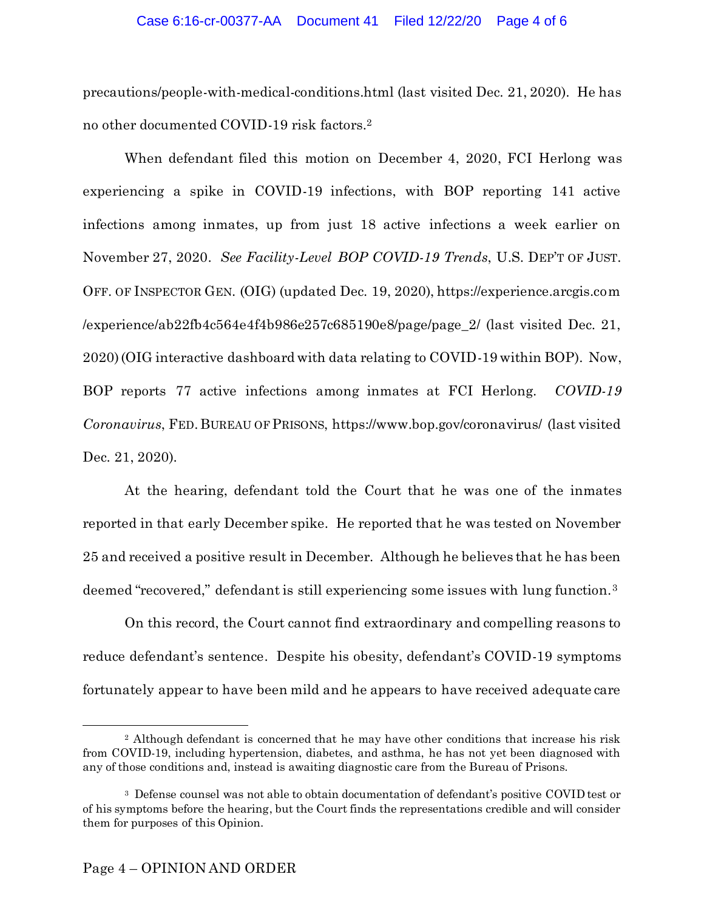precautions/people-with-medical-conditions.html (last visited Dec. 21, 2020). He has no other documented COVID-19 risk factors.[2]

When defendant filed this motion on December 4, 2020, FCI Herlong was experiencing a spike in COVID-19 infections, with BOP reporting 141 active infections among inmates, up from just 18 active infections a week earlier on November 27, 2020. *See Facility-Level BOP COVID-19 Trends*, U.S. DEP'T OF JUST. OFF. OF INSPECTOR GEN. (OIG) (updated Dec. 19, 2020), https://experience.arcgis.com/experience/ab22fb4c564e4f4b986e257c685190e8/page/page_2/ (last visited Dec. 21, 2020) (OIG interactive dashboard with data relating to COVID-19 within BOP). Now, BOP reports 77 active infections among inmates at FCI Herlong. *COVID-19 Coronavirus*, FED. BUREAU OF PRISONS, https://www.bop.gov/coronavirus/ (last visited Dec. 21, 2020).

At the hearing, defendant told the Court that he was one of the inmates reported in that early December spike. He reported that he was tested on November 25 and received a positive result in December. Although he believes that he has been deemed "recovered," defendant is still experiencing some issues with lung function.[3]

On this record, the Court cannot find extraordinary and compelling reasons to reduce defendant's sentence. Despite his obesity, defendant's COVID-19 symptoms fortunately appear to have been mild and he appears to have received adequate care

---

[2] Although defendant is concerned that he may have other conditions that increase his risk from COVID-19, including hypertension, diabetes, and asthma, he has not yet been diagnosed with any of those conditions and, instead is awaiting diagnostic care from the Bureau of Prisons.

[3] Defense counsel was not able to obtain documentation of defendant's positive COVID test or of his symptoms before the hearing, but the Court finds the representations credible and will consider them for purposes of this Opinion.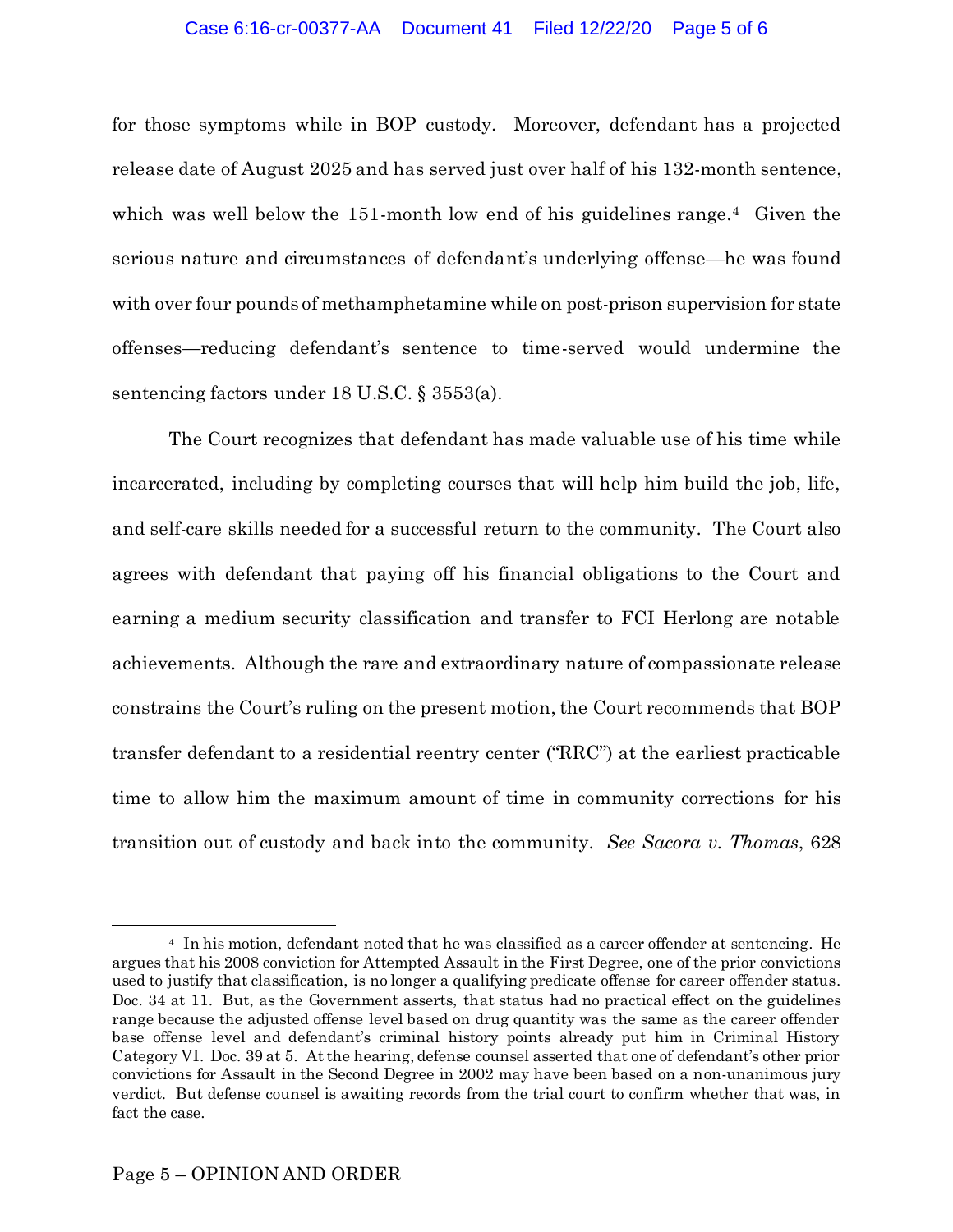for those symptoms while in BOP custody. Moreover, defendant has a projected release date of August 2025 and has served just over half of his 132-month sentence, which was well below the 151-month low end of his guidelines range.[4] Given the serious nature and circumstances of defendant's underlying offense—he was found with over four pounds of methamphetamine while on post-prison supervision for state offenses—reducing defendant's sentence to time-served would undermine the sentencing factors under 18 U.S.C. § 3553(a).

The Court recognizes that defendant has made valuable use of his time while incarcerated, including by completing courses that will help him build the job, life, and self-care skills needed for a successful return to the community. The Court also agrees with defendant that paying off his financial obligations to the Court and earning a medium security classification and transfer to FCI Herlong are notable achievements. Although the rare and extraordinary nature of compassionate release constrains the Court's ruling on the present motion, the Court recommends that BOP transfer defendant to a residential reentry center ("RRC") at the earliest practicable time to allow him the maximum amount of time in community corrections for his transition out of custody and back into the community. *See Sacora v. Thomas*, 628

---

[4] In his motion, defendant noted that he was classified as a career offender at sentencing. He argues that his 2008 conviction for Attempted Assault in the First Degree, one of the prior convictions used to justify that classification, is no longer a qualifying predicate offense for career offender status. Doc. 34 at 11. But, as the Government asserts, that status had no practical effect on the guidelines range because the adjusted offense level based on drug quantity was the same as the career offender base offense level and defendant's criminal history points already put him in Criminal History Category VI. Doc. 39 at 5. At the hearing, defense counsel asserted that one of defendant's other prior convictions for Assault in the Second Degree in 2002 may have been based on a non-unanimous jury verdict. But defense counsel is awaiting records from the trial court to confirm whether that was, in fact the case.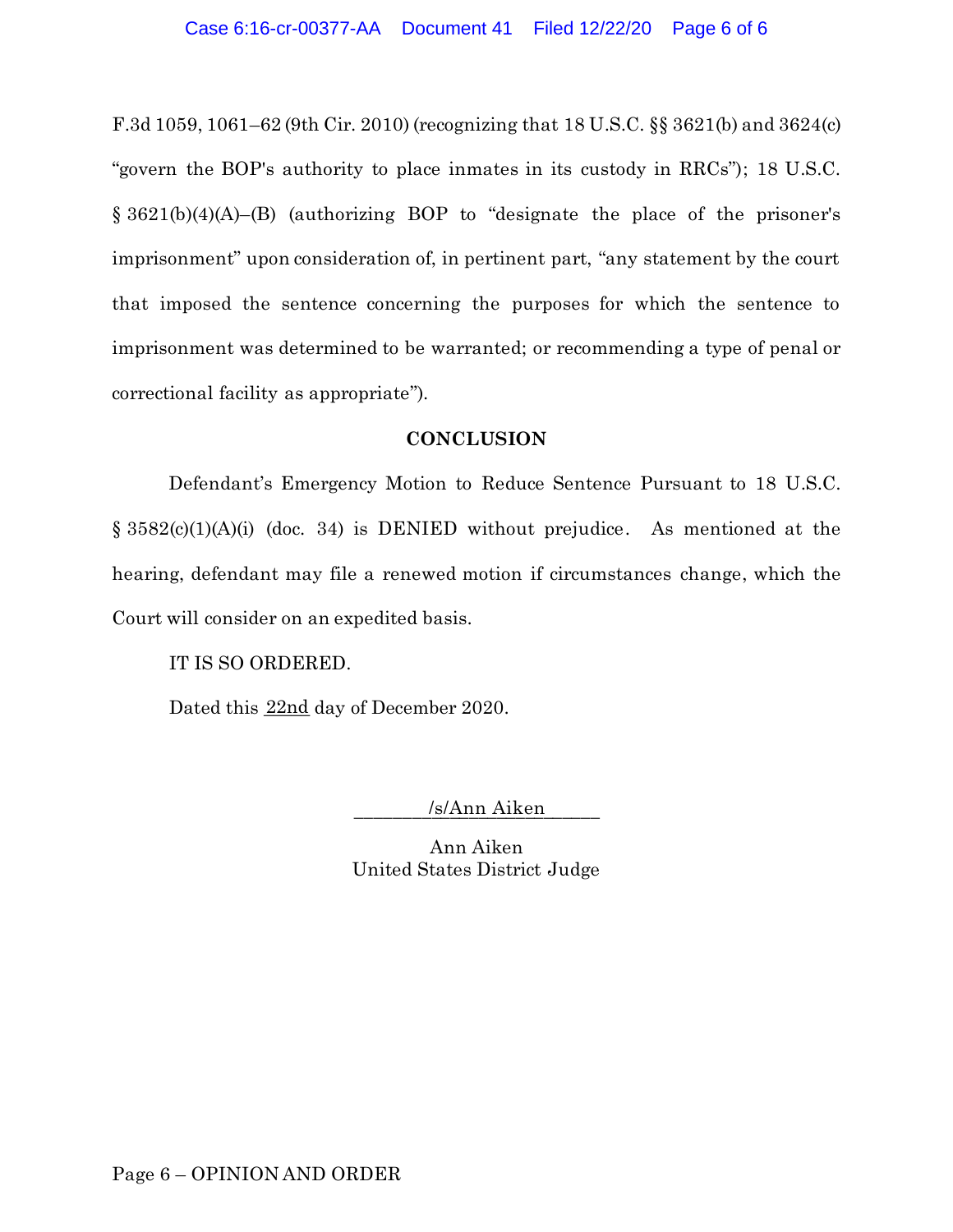F.3d 1059, 1061–62 (9th Cir. 2010) (recognizing that 18 U.S.C. §§ 3621(b) and 3624(c) "govern the BOP's authority to place inmates in its custody in RRCs"); 18 U.S.C. § 3621(b)(4)(A)–(B) (authorizing BOP to "designate the place of the prisoner's imprisonment" upon consideration of, in pertinent part, "any statement by the court that imposed the sentence concerning the purposes for which the sentence to imprisonment was determined to be warranted; or recommending a type of penal or correctional facility as appropriate").

## CONCLUSION

Defendant's Emergency Motion to Reduce Sentence Pursuant to 18 U.S.C. § 3582(c)(1)(A)(i) (doc. 34) is DENIED without prejudice. As mentioned at the hearing, defendant may file a renewed motion if circumstances change, which the Court will consider on an expedited basis.

IT IS SO ORDERED.

Dated this 22nd day of December 2020.

/s/Ann Aiken

Ann Aiken
United States District Judge

Page 6 – OPINION AND ORDER